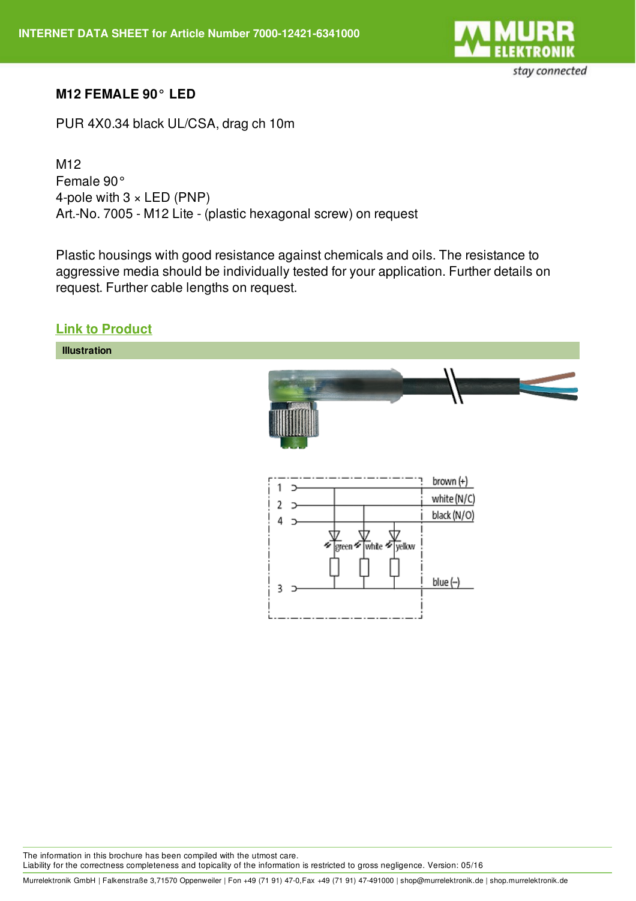# M12 FEMALE 90° LED

PUR 4X0.34 black UL/CSA, drag ch 10m

M12
Female 90°
4-pole with 3 × LED (PNP)
Art.-No. 7005 - M12 Lite - (plastic hexagonal screw) on request

Plastic housings with good resistance against chemicals and oils. The resistance to aggressive media should be individually tested for your application. Further details on request. Further cable lengths on request.

**Link to Product**

## Illustration

brown (+)
white (N/C)
black (N/O)
blue (–)

green white yellow

---

The information in this brochure has been compiled with the utmost care.
Liability for the correctness completeness and topicality of the information is restricted to gross negligence. Version: 05/16

Murrelektronik GmbH | Falkenstraße 3,71570 Oppenweiler | Fon +49 (71 91) 47-0,Fax +49 (71 91) 47-491000 | shop@murrelektronik.de | shop.murrelektronik.de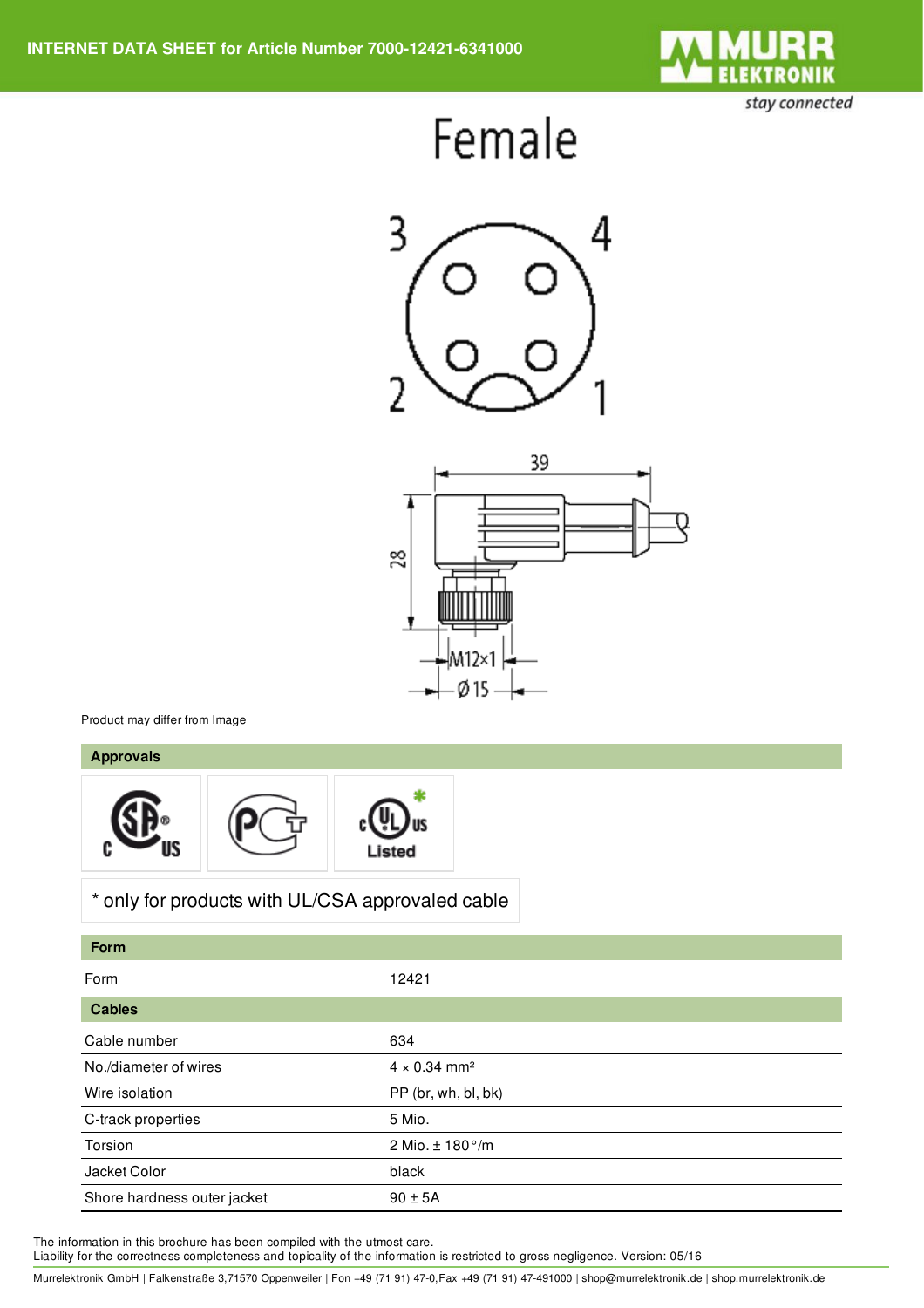Female

Product may differ from Image

## Approvals

* only for products with UL/CSA approvaled cable

## Form

| Form | 12421 |
|---|---|

## Cables

| Cables | |
|---|---|
| Cable number | 634 |
| No./diameter of wires | 4 × 0.34 mm² |
| Wire isolation | PP (br, wh, bl, bk) |
| C-track properties | 5 Mio. |
| Torsion | 2 Mio. ± 180 °/m |
| Jacket Color | black |
| Shore hardness outer jacket | 90 ± 5A |

The information in this brochure has been compiled with the utmost care.
Liability for the correctness completeness and topicality of the information is restricted to gross negligence. Version: 05/16

Murrelektronik GmbH | Falkenstraße 3,71570 Oppenweiler | Fon +49 (71 91) 47-0,Fax +49 (71 91) 47-491000 | shop@murrelektronik.de | shop.murrelektronik.de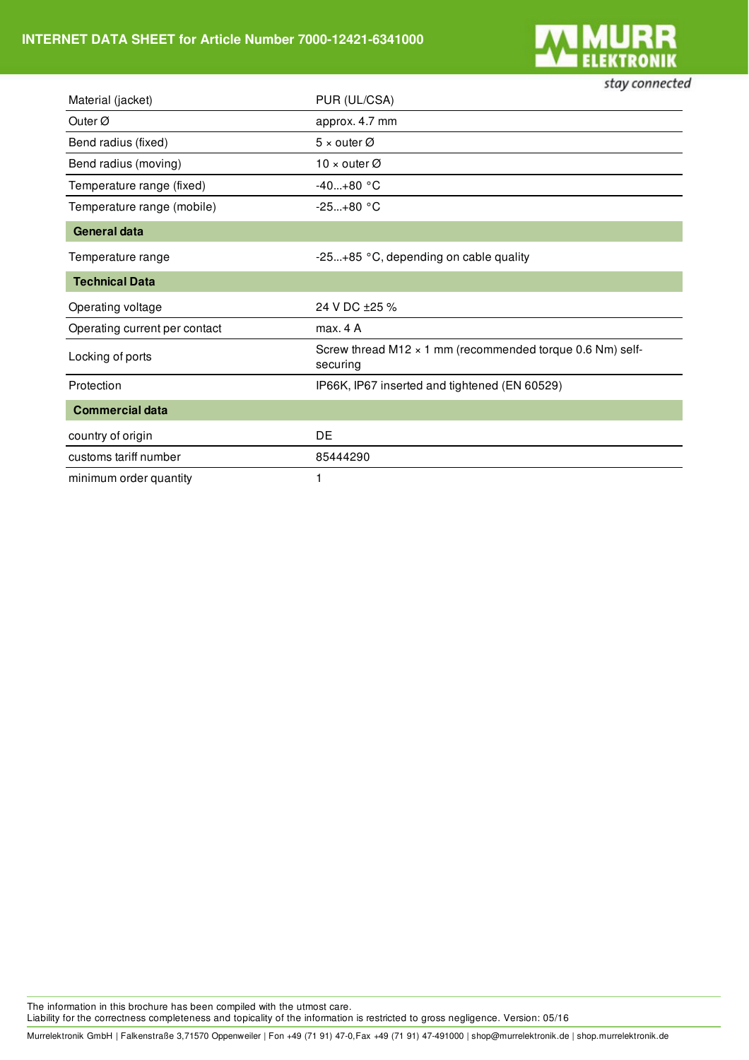| | |
|---|---|
| Material (jacket) | PUR (UL/CSA) |
| Outer Ø | approx. 4.7 mm |
| Bend radius (fixed) | 5 × outer Ø |
| Bend radius (moving) | 10 × outer Ø |
| Temperature range (fixed) | -40...+80 °C |
| Temperature range (mobile) | -25...+80 °C |

### General data

| | |
|---|---|
| Temperature range | -25...+85 °C, depending on cable quality |

### Technical Data

| | |
|---|---|
| Operating voltage | 24 V DC ±25 % |
| Operating current per contact | max. 4 A |
| Locking of ports | Screw thread M12 × 1 mm (recommended torque 0.6 Nm) self-securing |
| Protection | IP66K, IP67 inserted and tightened (EN 60529) |

### Commercial data

| | |
|---|---|
| country of origin | DE |
| customs tariff number | 85444290 |
| minimum order quantity | 1 |

The information in this brochure has been compiled with the utmost care.
Liability for the correctness completeness and topicality of the information is restricted to gross negligence. Version: 05/16

Murrelektronik GmbH | Falkenstraße 3,71570 Oppenweiler | Fon +49 (71 91) 47-0,Fax +49 (71 91) 47-491000 | shop@murrelektronik.de | shop.murrelektronik.de